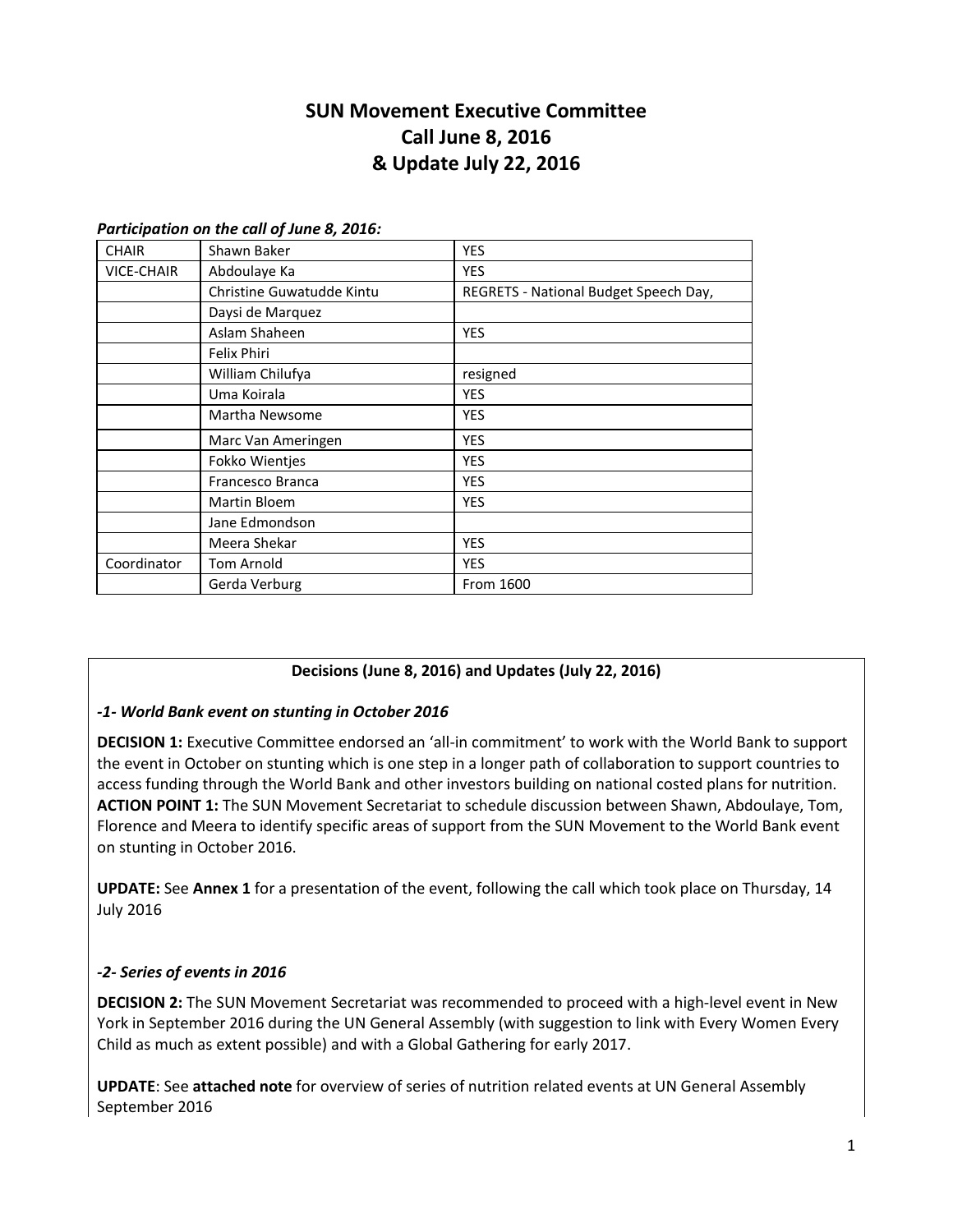# SUN Movement Executive Committee
# Call June 8, 2016
# & Update July 22, 2016

***Participation on the call of June 8, 2016:***

| | | |
|---|---|---|
| CHAIR | Shawn Baker | YES |
| VICE-CHAIR | Abdoulaye Ka | YES |
| | Christine Guwatudde Kintu | REGRETS - National Budget Speech Day, |
| | Daysi de Marquez | |
| | Aslam Shaheen | YES |
| | Felix Phiri | |
| | William Chilufya | resigned |
| | Uma Koirala | YES |
| | Martha Newsome | YES |
| | Marc Van Ameringen | YES |
| | Fokko Wientjes | YES |
| | Francesco Branca | YES |
| | Martin Bloem | YES |
| | Jane Edmondson | |
| | Meera Shekar | YES |
| Coordinator | Tom Arnold | YES |
| | Gerda Verburg | From 1600 |

**Decisions (June 8, 2016) and Updates (July 22, 2016)**

***-1- World Bank event on stunting in October 2016***

**DECISION 1:** Executive Committee endorsed an 'all-in commitment' to work with the World Bank to support the event in October on stunting which is one step in a longer path of collaboration to support countries to access funding through the World Bank and other investors building on national costed plans for nutrition. **ACTION POINT 1:** The SUN Movement Secretariat to schedule discussion between Shawn, Abdoulaye, Tom, Florence and Meera to identify specific areas of support from the SUN Movement to the World Bank event on stunting in October 2016.

**UPDATE:** See **Annex 1** for a presentation of the event, following the call which took place on Thursday, 14 July 2016

***-2- Series of events in 2016***

**DECISION 2:** The SUN Movement Secretariat was recommended to proceed with a high-level event in New York in September 2016 during the UN General Assembly (with suggestion to link with Every Women Every Child as much as extent possible) and with a Global Gathering for early 2017.

**UPDATE**: See **attached note** for overview of series of nutrition related events at UN General Assembly September 2016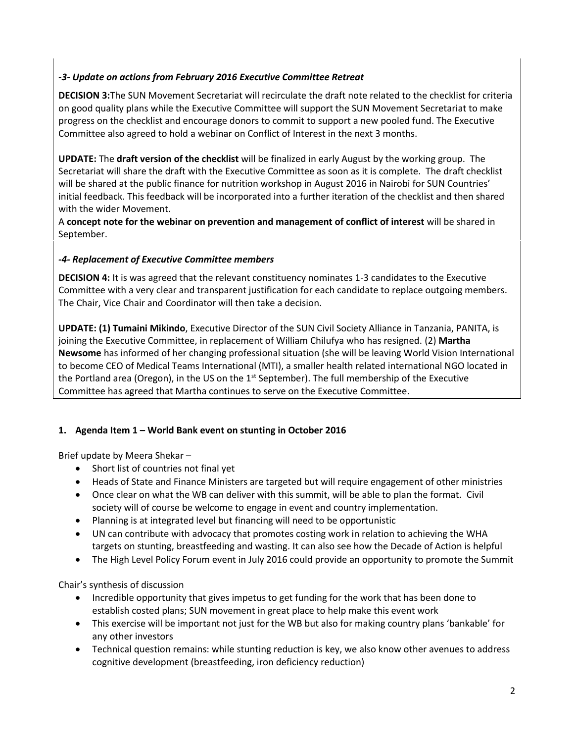***-3- Update on actions from February 2016 Executive Committee Retreat***

**DECISION 3:**The SUN Movement Secretariat will recirculate the draft note related to the checklist for criteria on good quality plans while the Executive Committee will support the SUN Movement Secretariat to make progress on the checklist and encourage donors to commit to support a new pooled fund. The Executive Committee also agreed to hold a webinar on Conflict of Interest in the next 3 months.

**UPDATE:** The **draft version of the checklist** will be finalized in early August by the working group. The Secretariat will share the draft with the Executive Committee as soon as it is complete. The draft checklist will be shared at the public finance for nutrition workshop in August 2016 in Nairobi for SUN Countries' initial feedback. This feedback will be incorporated into a further iteration of the checklist and then shared with the wider Movement.

A **concept note for the webinar on prevention and management of conflict of interest** will be shared in September.

***-4- Replacement of Executive Committee members***

**DECISION 4:** It is was agreed that the relevant constituency nominates 1-3 candidates to the Executive Committee with a very clear and transparent justification for each candidate to replace outgoing members. The Chair, Vice Chair and Coordinator will then take a decision.

**UPDATE: (1) Tumaini Mikindo**, Executive Director of the SUN Civil Society Alliance in Tanzania, PANITA, is joining the Executive Committee, in replacement of William Chilufya who has resigned. (2) **Martha Newsome** has informed of her changing professional situation (she will be leaving World Vision International to become CEO of Medical Teams International (MTI), a smaller health related international NGO located in the Portland area (Oregon), in the US on the 1st September). The full membership of the Executive Committee has agreed that Martha continues to serve on the Executive Committee.

## 1. Agenda Item 1 – World Bank event on stunting in October 2016

Brief update by Meera Shekar –

- Short list of countries not final yet
- Heads of State and Finance Ministers are targeted but will require engagement of other ministries
- Once clear on what the WB can deliver with this summit, will be able to plan the format. Civil society will of course be welcome to engage in event and country implementation.
- Planning is at integrated level but financing will need to be opportunistic
- UN can contribute with advocacy that promotes costing work in relation to achieving the WHA targets on stunting, breastfeeding and wasting. It can also see how the Decade of Action is helpful
- The High Level Policy Forum event in July 2016 could provide an opportunity to promote the Summit

Chair's synthesis of discussion

- Incredible opportunity that gives impetus to get funding for the work that has been done to establish costed plans; SUN movement in great place to help make this event work
- This exercise will be important not just for the WB but also for making country plans 'bankable' for any other investors
- Technical question remains: while stunting reduction is key, we also know other avenues to address cognitive development (breastfeeding, iron deficiency reduction)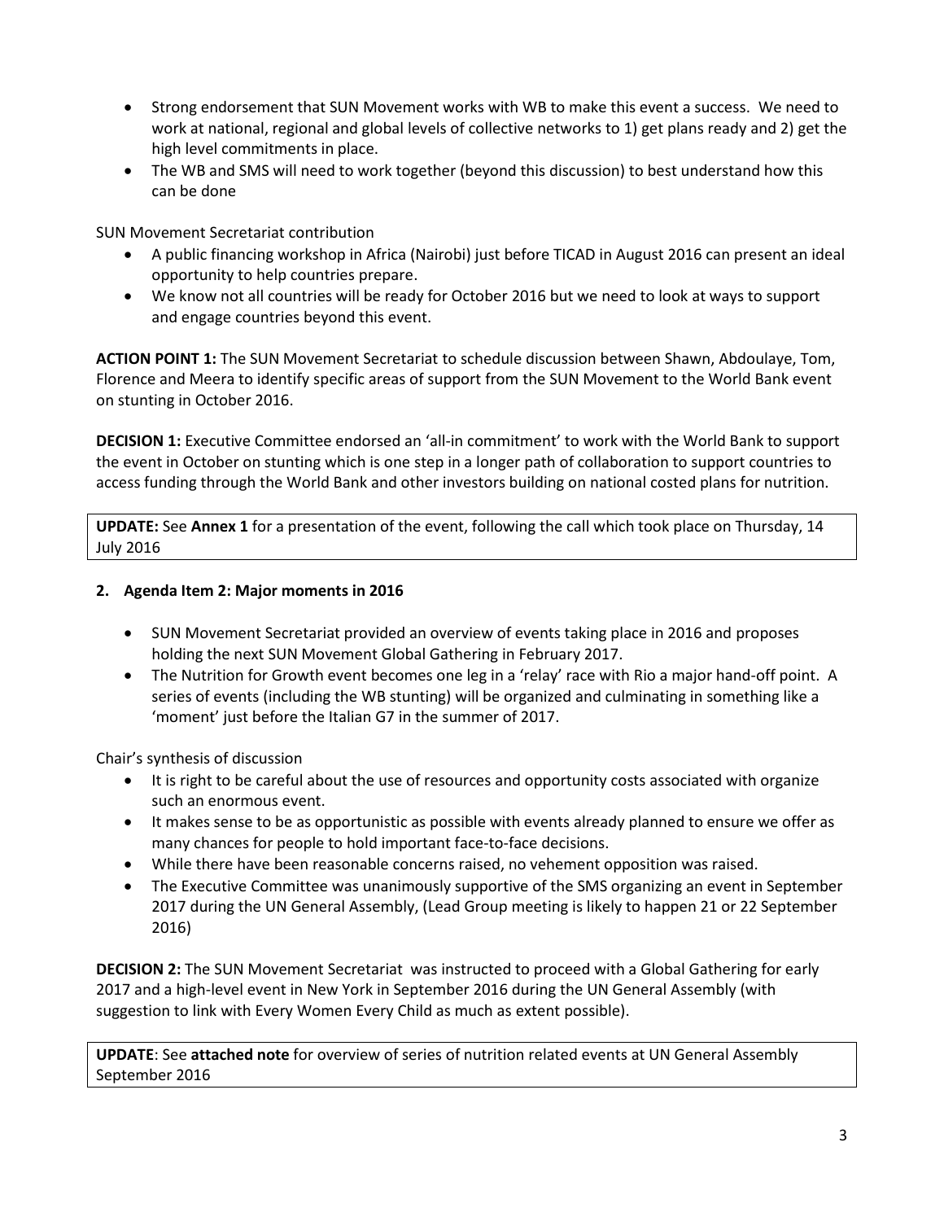- Strong endorsement that SUN Movement works with WB to make this event a success. We need to work at national, regional and global levels of collective networks to 1) get plans ready and 2) get the high level commitments in place.
- The WB and SMS will need to work together (beyond this discussion) to best understand how this can be done

SUN Movement Secretariat contribution

- A public financing workshop in Africa (Nairobi) just before TICAD in August 2016 can present an ideal opportunity to help countries prepare.
- We know not all countries will be ready for October 2016 but we need to look at ways to support and engage countries beyond this event.

**ACTION POINT 1:** The SUN Movement Secretariat to schedule discussion between Shawn, Abdoulaye, Tom, Florence and Meera to identify specific areas of support from the SUN Movement to the World Bank event on stunting in October 2016.

**DECISION 1:** Executive Committee endorsed an 'all-in commitment' to work with the World Bank to support the event in October on stunting which is one step in a longer path of collaboration to support countries to access funding through the World Bank and other investors building on national costed plans for nutrition.

**UPDATE:** See **Annex 1** for a presentation of the event, following the call which took place on Thursday, 14 July 2016

## 2. Agenda Item 2: Major moments in 2016

- SUN Movement Secretariat provided an overview of events taking place in 2016 and proposes holding the next SUN Movement Global Gathering in February 2017.
- The Nutrition for Growth event becomes one leg in a 'relay' race with Rio a major hand-off point. A series of events (including the WB stunting) will be organized and culminating in something like a 'moment' just before the Italian G7 in the summer of 2017.

Chair's synthesis of discussion

- It is right to be careful about the use of resources and opportunity costs associated with organize such an enormous event.
- It makes sense to be as opportunistic as possible with events already planned to ensure we offer as many chances for people to hold important face-to-face decisions.
- While there have been reasonable concerns raised, no vehement opposition was raised.
- The Executive Committee was unanimously supportive of the SMS organizing an event in September 2017 during the UN General Assembly, (Lead Group meeting is likely to happen 21 or 22 September 2016)

**DECISION 2:** The SUN Movement Secretariat was instructed to proceed with a Global Gathering for early 2017 and a high-level event in New York in September 2016 during the UN General Assembly (with suggestion to link with Every Women Every Child as much as extent possible).

**UPDATE**: See **attached note** for overview of series of nutrition related events at UN General Assembly September 2016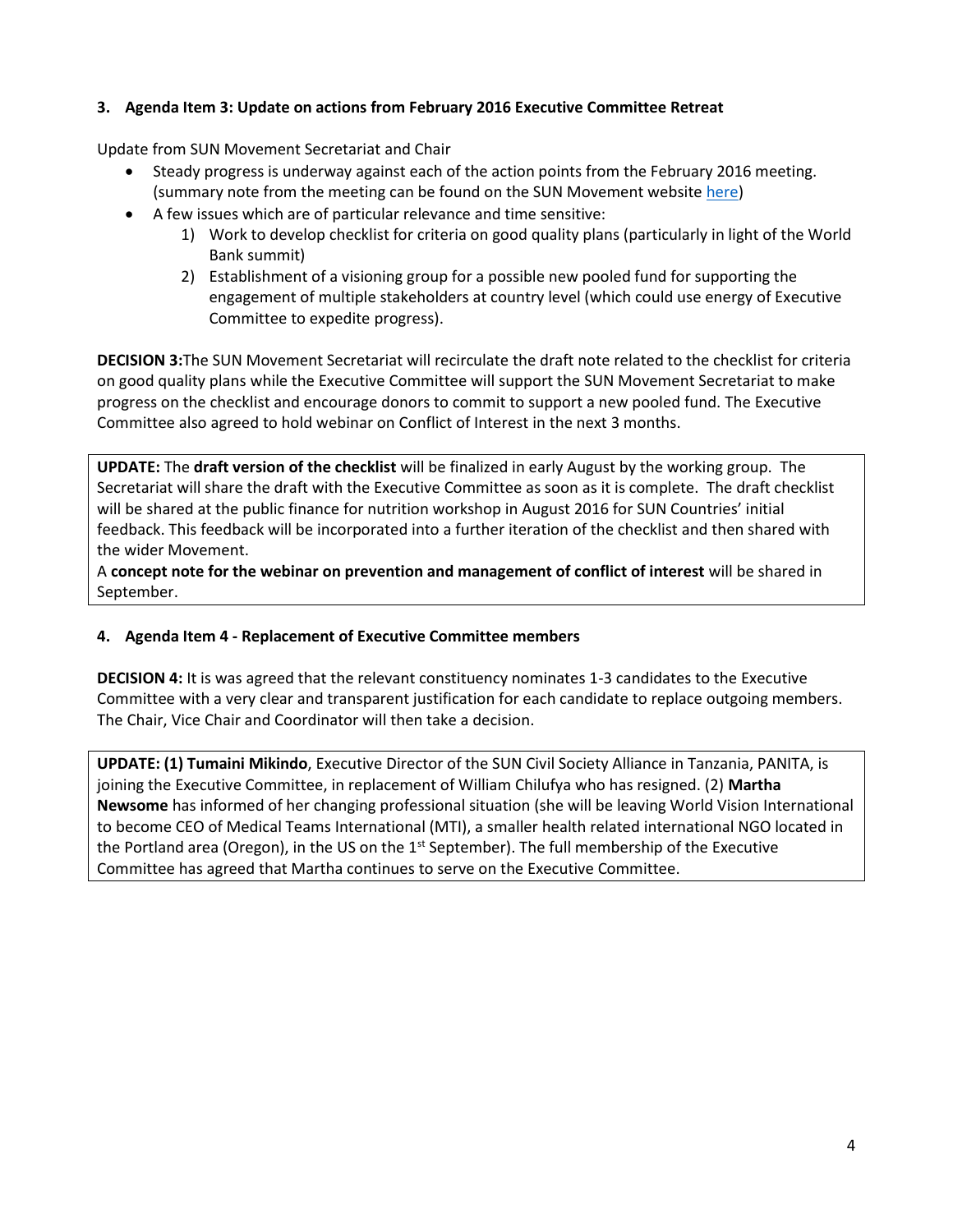### 3. Agenda Item 3: Update on actions from February 2016 Executive Committee Retreat

Update from SUN Movement Secretariat and Chair

- Steady progress is underway against each of the action points from the February 2016 meeting. (summary note from the meeting can be found on the SUN Movement website here)
- A few issues which are of particular relevance and time sensitive:
  1) Work to develop checklist for criteria on good quality plans (particularly in light of the World Bank summit)
  2) Establishment of a visioning group for a possible new pooled fund for supporting the engagement of multiple stakeholders at country level (which could use energy of Executive Committee to expedite progress).

**DECISION 3:**The SUN Movement Secretariat will recirculate the draft note related to the checklist for criteria on good quality plans while the Executive Committee will support the SUN Movement Secretariat to make progress on the checklist and encourage donors to commit to support a new pooled fund. The Executive Committee also agreed to hold webinar on Conflict of Interest in the next 3 months.

**UPDATE:** The **draft version of the checklist** will be finalized in early August by the working group. The Secretariat will share the draft with the Executive Committee as soon as it is complete. The draft checklist will be shared at the public finance for nutrition workshop in August 2016 for SUN Countries' initial feedback. This feedback will be incorporated into a further iteration of the checklist and then shared with the wider Movement.
A **concept note for the webinar on prevention and management of conflict of interest** will be shared in September.

### 4. Agenda Item 4 - Replacement of Executive Committee members

**DECISION 4:** It is was agreed that the relevant constituency nominates 1-3 candidates to the Executive Committee with a very clear and transparent justification for each candidate to replace outgoing members. The Chair, Vice Chair and Coordinator will then take a decision.

**UPDATE: (1) Tumaini Mikindo**, Executive Director of the SUN Civil Society Alliance in Tanzania, PANITA, is joining the Executive Committee, in replacement of William Chilufya who has resigned. (2) **Martha Newsome** has informed of her changing professional situation (she will be leaving World Vision International to become CEO of Medical Teams International (MTI), a smaller health related international NGO located in the Portland area (Oregon), in the US on the 1st September). The full membership of the Executive Committee has agreed that Martha continues to serve on the Executive Committee.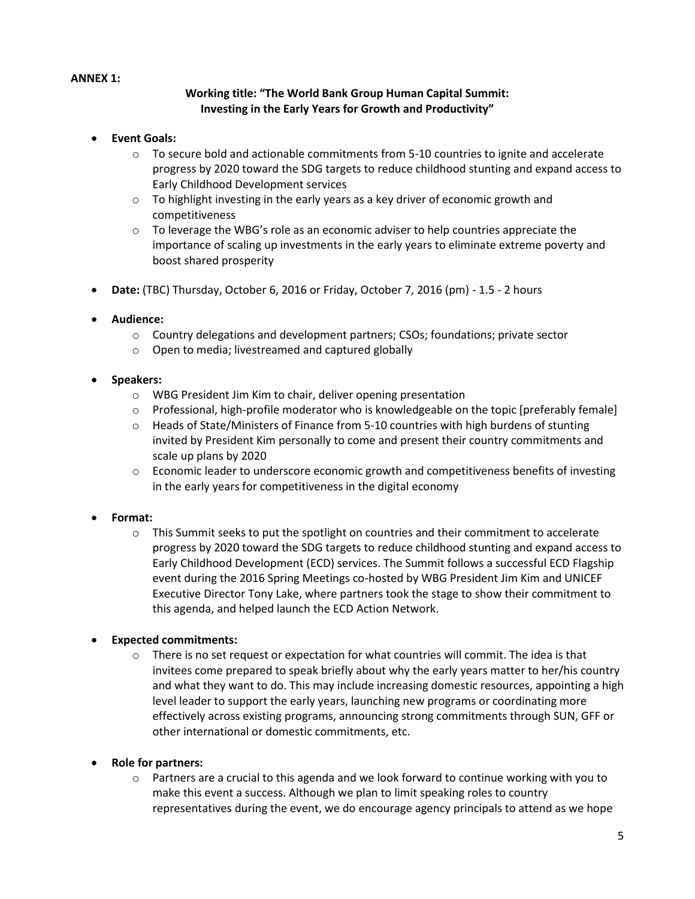**ANNEX 1:**

**Working title: "The World Bank Group Human Capital Summit: Investing in the Early Years for Growth and Productivity"**

- **Event Goals:**
  - To secure bold and actionable commitments from 5-10 countries to ignite and accelerate progress by 2020 toward the SDG targets to reduce childhood stunting and expand access to Early Childhood Development services
  - To highlight investing in the early years as a key driver of economic growth and competitiveness
  - To leverage the WBG's role as an economic adviser to help countries appreciate the importance of scaling up investments in the early years to eliminate extreme poverty and boost shared prosperity
- **Date:** (TBC) Thursday, October 6, 2016 or Friday, October 7, 2016 (pm) - 1.5 - 2 hours
- **Audience:**
  - Country delegations and development partners; CSOs; foundations; private sector
  - Open to media; livestreamed and captured globally
- **Speakers:**
  - WBG President Jim Kim to chair, deliver opening presentation
  - Professional, high-profile moderator who is knowledgeable on the topic [preferably female]
  - Heads of State/Ministers of Finance from 5-10 countries with high burdens of stunting invited by President Kim personally to come and present their country commitments and scale up plans by 2020
  - Economic leader to underscore economic growth and competitiveness benefits of investing in the early years for competitiveness in the digital economy
- **Format:**
  - This Summit seeks to put the spotlight on countries and their commitment to accelerate progress by 2020 toward the SDG targets to reduce childhood stunting and expand access to Early Childhood Development (ECD) services. The Summit follows a successful ECD Flagship event during the 2016 Spring Meetings co-hosted by WBG President Jim Kim and UNICEF Executive Director Tony Lake, where partners took the stage to show their commitment to this agenda, and helped launch the ECD Action Network.
- **Expected commitments:**
  - There is no set request or expectation for what countries will commit. The idea is that invitees come prepared to speak briefly about why the early years matter to her/his country and what they want to do. This may include increasing domestic resources, appointing a high level leader to support the early years, launching new programs or coordinating more effectively across existing programs, announcing strong commitments through SUN, GFF or other international or domestic commitments, etc.
- **Role for partners:**
  - Partners are a crucial to this agenda and we look forward to continue working with you to make this event a success. Although we plan to limit speaking roles to country representatives during the event, we do encourage agency principals to attend as we hope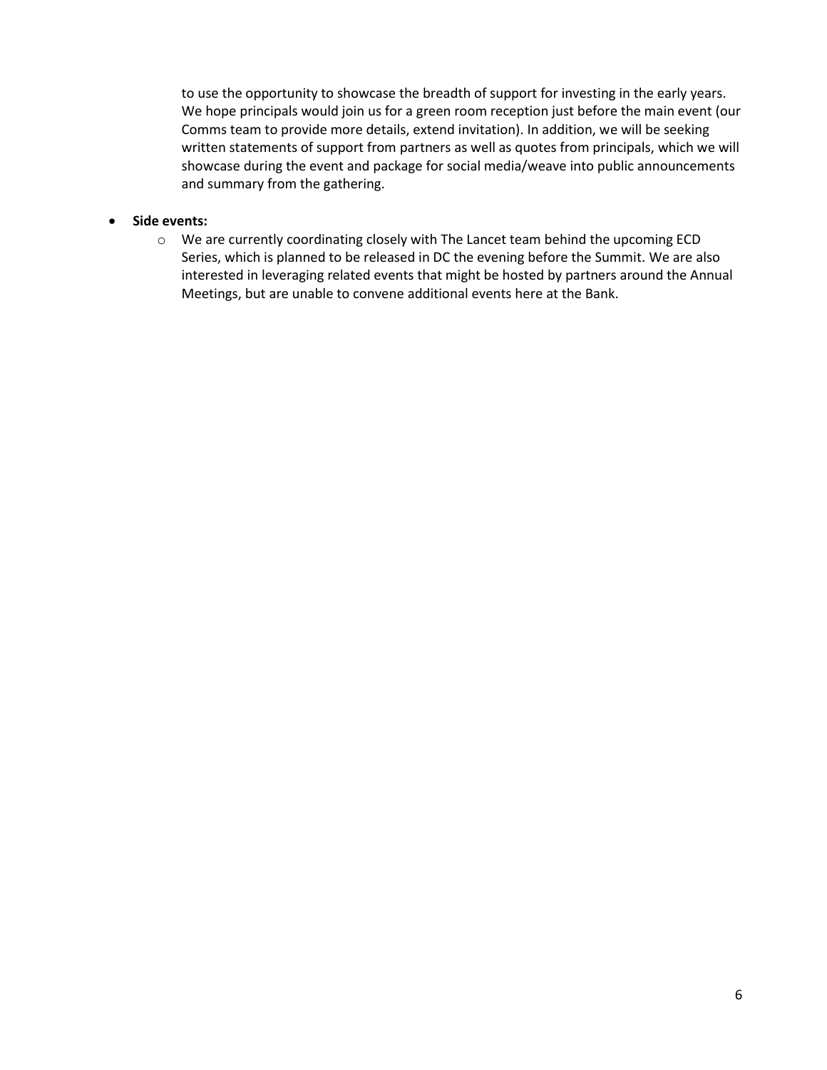to use the opportunity to showcase the breadth of support for investing in the early years. We hope principals would join us for a green room reception just before the main event (our Comms team to provide more details, extend invitation). In addition, we will be seeking written statements of support from partners as well as quotes from principals, which we will showcase during the event and package for social media/weave into public announcements and summary from the gathering.

- **Side events:**
  - We are currently coordinating closely with The Lancet team behind the upcoming ECD Series, which is planned to be released in DC the evening before the Summit. We are also interested in leveraging related events that might be hosted by partners around the Annual Meetings, but are unable to convene additional events here at the Bank.